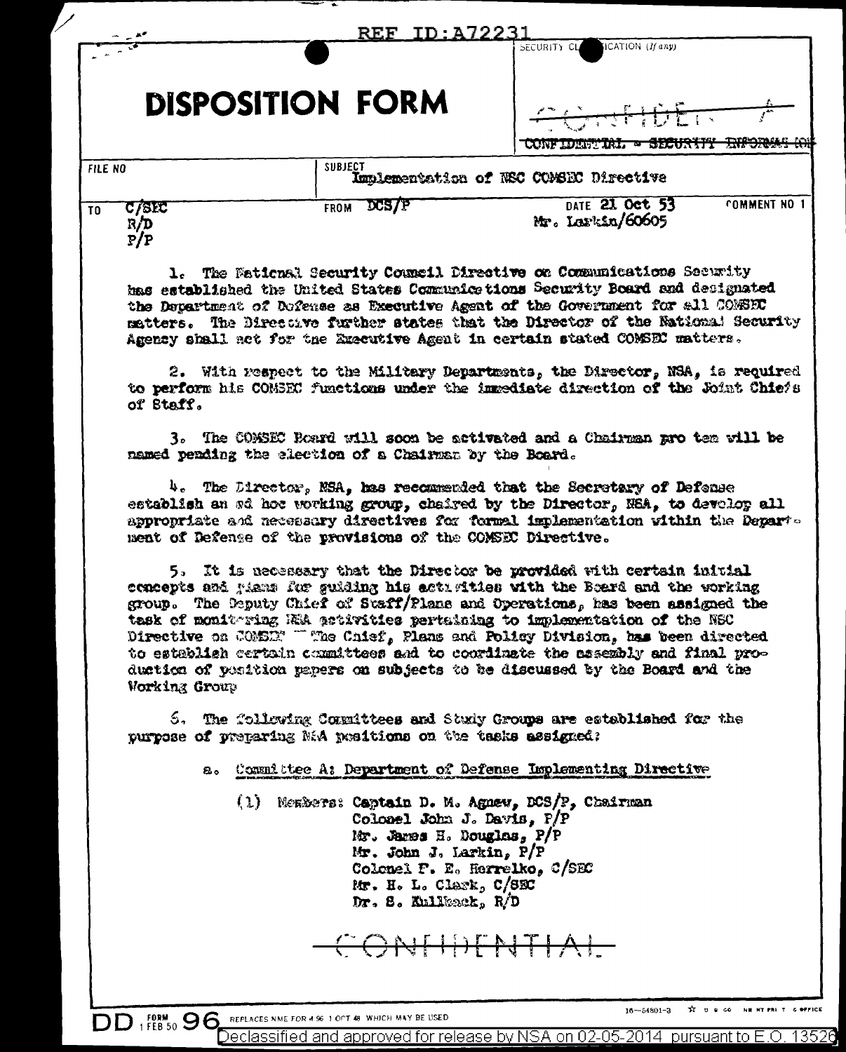REF ID:A72231

# DISPOSITION FORM

SECURITY CLASSIFICATION (If any)

CONFIDENTIAL

~~CONFIDENTIAL - SECURITY INFORMATION~~

| FILE NO | SUBJECT | | |
|---|---|---|---|
| | Implementation of NSC COMSEC Directive | | |
| TO C/SEC R/D P/P | FROM DCS/P | DATE 21 Oct 53 Mr. Larkin/60605 | COMMENT NO 1 |

1. The National Security Council Directive on Communications Security has established the United States Communications Security Board and designated the Department of Defense as Executive Agent of the Government for all COMSEC matters. The Directive further states that the Director of the National Security Agency shall act for the Executive Agent in certain stated COMSEC matters.

2. With respect to the Military Departments, the Director, NSA, is required to perform his COMSEC functions under the immediate direction of the Joint Chiefs of Staff.

3. The COMSEC Board will soon be activated and a Chairman pro tem will be named pending the election of a Chairman by the Board.

4. The Director, NSA, has recommended that the Secretary of Defense establish an ad hoc working group, chaired by the Director, NSA, to develop all appropriate and necessary directives for formal implementation within the Department of Defense of the provisions of the COMSEC Directive.

5. It is necessary that the Director be provided with certain initial concepts and plans for guiding his activities with the Board and the working group. The Deputy Chief of Staff/Plans and Operations, has been assigned the task of monitoring NSA activities pertaining to implementation of the NSC Directive on COMSEC. The Chief, Plans and Policy Division, has been directed to establish certain committees and to coordinate the assembly and final production of position papers on subjects to be discussed by the Board and the Working Group.

6. The following Committees and Study Groups are established for the purpose of preparing NSA positions on the tasks assigned:

a. Committee A: Department of Defense Implementing Directive

(1) Members: Captain D. M. Agnew, DCS/P, Chairman
Colonel John J. Davis, P/P
Mr. James H. Douglas, P/P
Mr. John J. Larkin, P/P
Colonel F. E. Herrelko, C/SEC
Mr. H. L. Clark, C/SEC
Dr. S. Kullback, R/D

CONFIDENTIAL

DD FORM 1 FEB 50 96 REPLACES NME FORM 96 1 OCT 48 WHICH MAY BE USED

16—54801-3

Declassified and approved for release by NSA on 02-05-2014 pursuant to E.O. 13526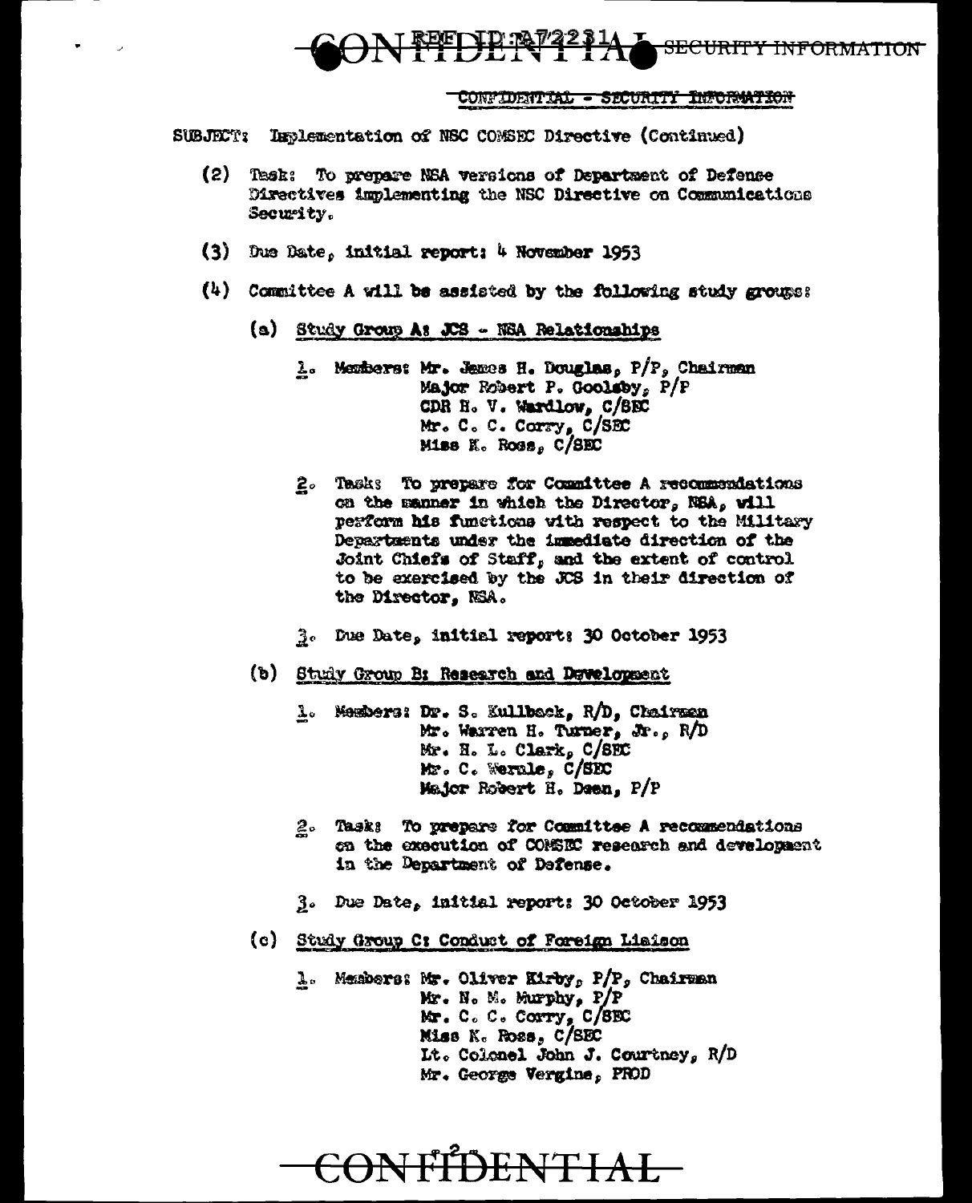CONFIDENTIAL - SECURITY INFORMATION

SUBJECT: Implementation of NSC COMSEC Directive (Continued)

(2) Task: To prepare NSA versions of Department of Defense Directives implementing the NSC Directive on Communications Security.

(3) Due Date, initial report: 4 November 1953

(4) Committee A will be assisted by the following study groups:

(a) Study Group A: JCS - NSA Relationships

1. Members: Mr. James H. Douglas, P/P, Chairman
   Major Robert P. Goolsby, P/P
   CDR H. V. Wardlow, C/SEC
   Mr. C. C. Corry, C/SEC
   Miss K. Ross, C/SEC

2. Task: To prepare for Committee A recommendations on the manner in which the Director, NSA, will perform his functions with respect to the Military Departments under the immediate direction of the Joint Chiefs of Staff, and the extent of control to be exercised by the JCS in their direction of the Director, NSA.

3. Due Date, initial report: 30 October 1953

(b) Study Group B: Research and Development

1. Members: Dr. S. Kullback, R/D, Chairman
   Mr. Warren H. Turner, Jr., R/D
   Mr. H. L. Clark, C/SEC
   Mr. C. Wernle, C/SEC
   Major Robert H. Dean, P/P

2. Task: To prepare for Committee A recommendations on the execution of COMSEC research and development in the Department of Defense.

3. Due Date, initial report: 30 October 1953

(c) Study Group C: Conduct of Foreign Liaison

1. Members: Mr. Oliver Kirby, P/P, Chairman
   Mr. N. M. Murphy, P/P
   Mr. C. C. Corry, C/SEC
   Miss K. Ross, C/SEC
   Lt. Colonel John J. Courtney, R/D
   Mr. George Vergine, PROD

CONFIDENTIAL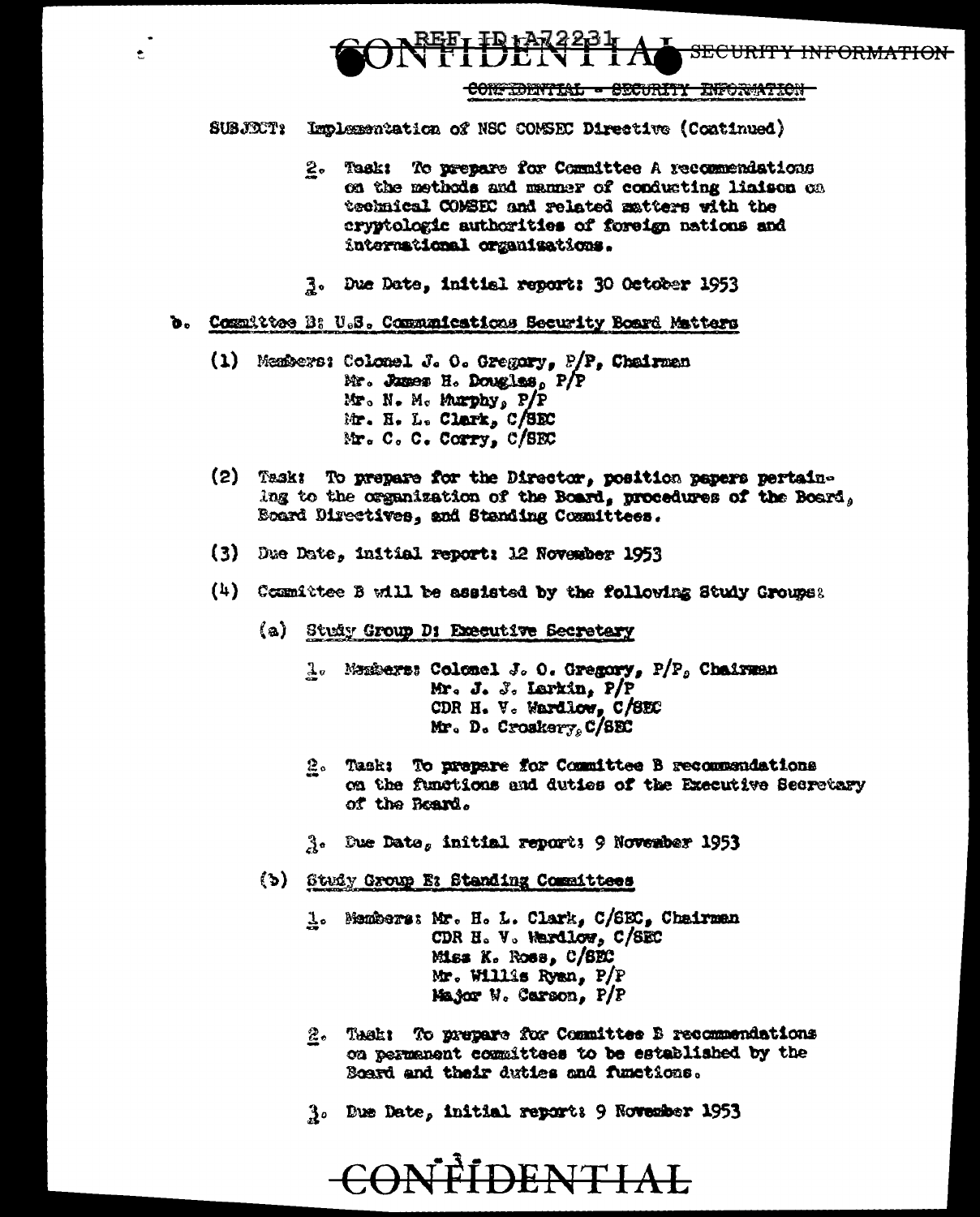SUBJECT: Implementation of NSC COMSEC Directive (Continued)

2. Task: To prepare for Committee A recommendations on the methods and manner of conducting liaison on technical COMSEC and related matters with the cryptologic authorities of foreign nations and international organizations.

3. Due Date, initial report: 30 October 1953

b. Committee B: U.S. Communications Security Board Matters

(1) Members: Colonel J. O. Gregory, P/P, Chairman
Mr. James H. Douglas, P/P
Mr. N. M. Murphy, P/P
Mr. H. L. Clark, C/SEC
Mr. C. C. Corry, C/SEC

(2) Task: To prepare for the Director, position papers pertaining to the organization of the Board, procedures of the Board, Board Directives, and Standing Committees.

(3) Due Date, initial report: 12 November 1953

(4) Committee B will be assisted by the following Study Groups:

(a) Study Group D: Executive Secretary

1. Members: Colonel J. O. Gregory, P/P, Chairman
Mr. J. J. Larkin, P/P
CDR H. V. Wardlow, C/SEC
Mr. D. Croskery, C/SEC

2. Task: To prepare for Committee B recommendations on the functions and duties of the Executive Secretary of the Board.

3. Due Date, initial report: 9 November 1953

(b) Study Group E: Standing Committees

1. Members: Mr. H. L. Clark, C/SEC, Chairman
CDR H. V. Wardlow, C/SEC
Miss K. Ross, C/SEC
Mr. Willis Ryan, P/P
Major W. Carson, P/P

2. Task: To prepare for Committee B recommendations on permanent committees to be established by the Board and their duties and functions.

3. Due Date, initial report: 9 November 1953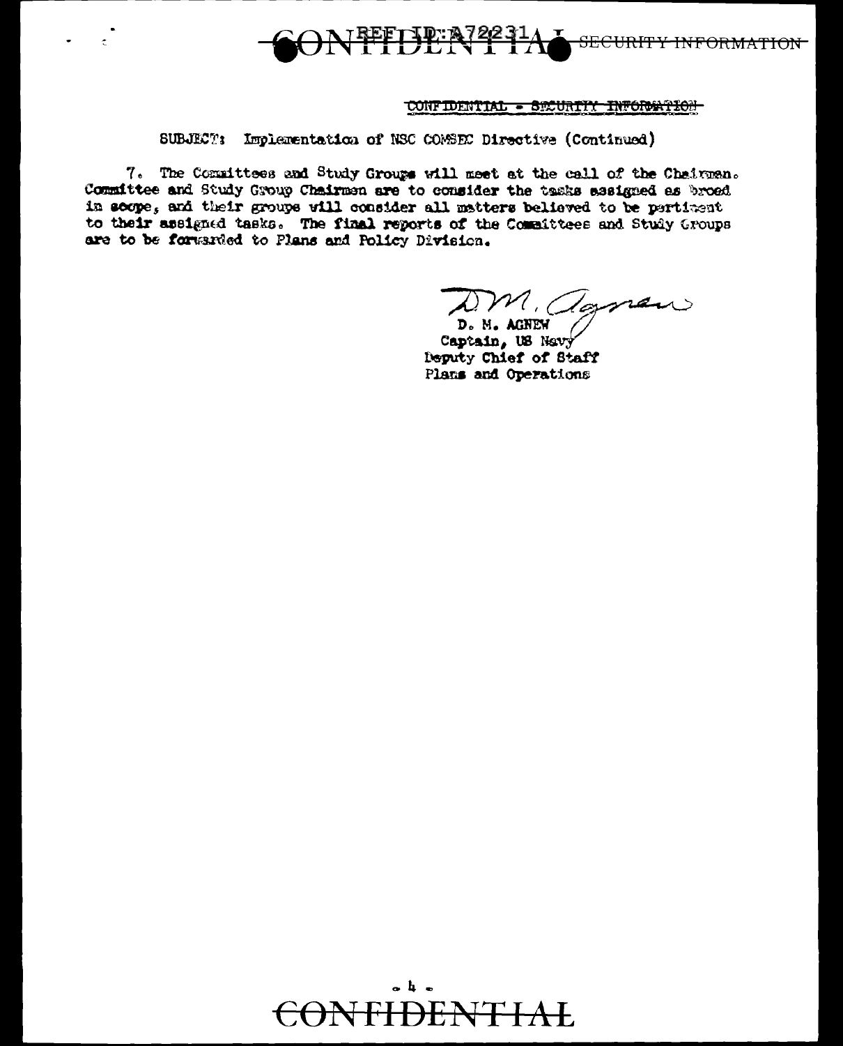SUBJECT: Implementation of NSC COMSEC Directive (Continued)

7. The Committees and Study Groups will meet at the call of the Chairman. Committee and Study Group Chairmen are to consider the tasks assigned as broad in scope, and their groups will consider all matters believed to be pertinent to their assigned tasks. The final reports of the Committees and Study Groups are to be forwarded to Plans and Policy Division.

D. M. Agnew

D. M. AGNEW
Captain, US Navy
Deputy Chief of Staff
Plans and Operations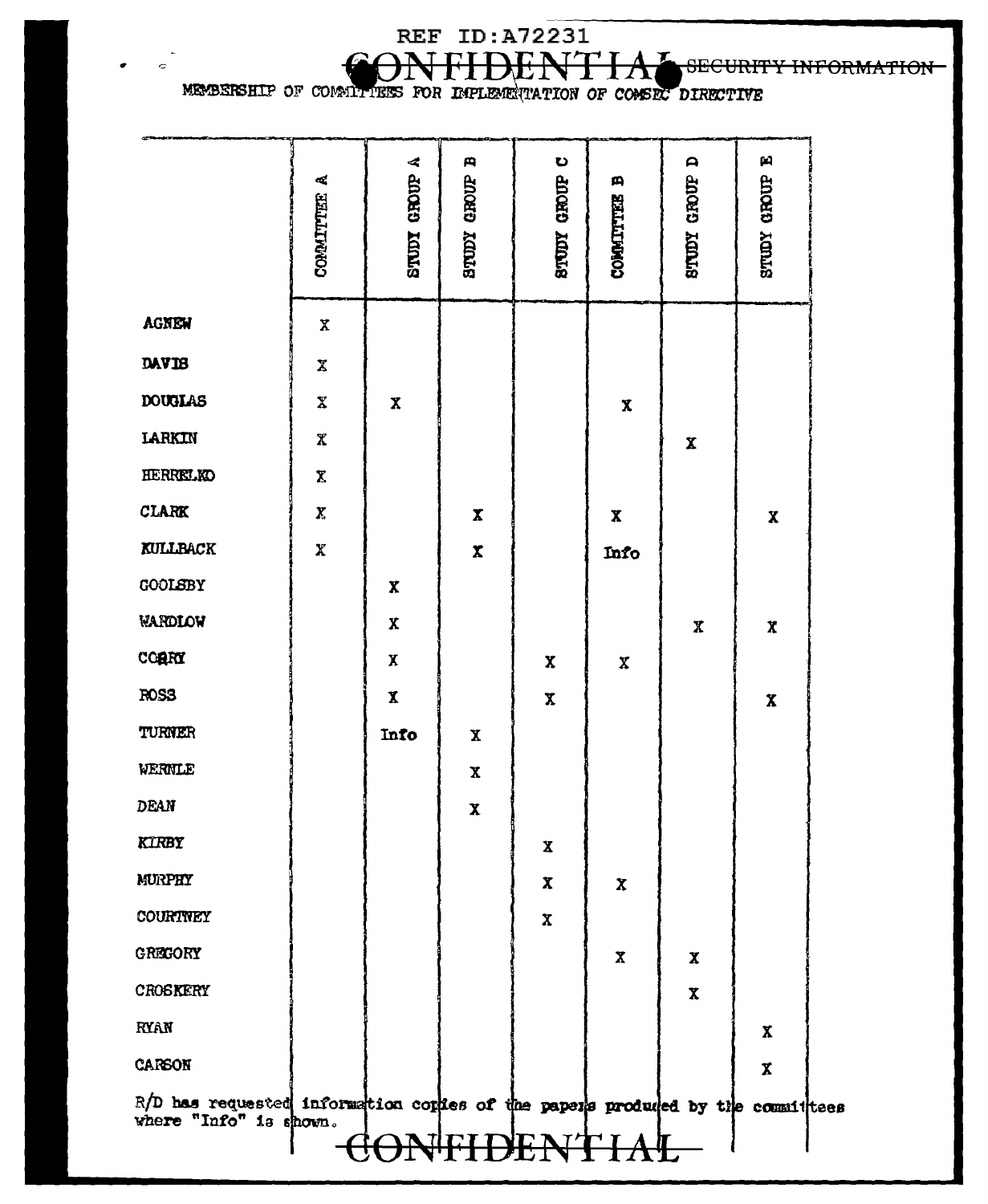REF ID:A72231

CONFIDENTIAL SECURITY INFORMATION

MEMBERSHIP OF COMMITTEES FOR IMPLEMENTATION OF COMSEC DIRECTIVE

| | COMMITTEE A | STUDY GROUP A | STUDY GROUP B | STUDY GROUP C | COMMITTEE B | STUDY GROUP D | STUDY GROUP E |
|---|---|---|---|---|---|---|---|
| AGNEW | X | | | | | | |
| DAVIS | X | | | | | | |
| DOUGLAS | X | X | | | X | | |
| LARKIN | X | | | | | X | |
| HERRELKO | X | | | | | | |
| CLARK | X | | X | | X | | X |
| KULLBACK | X | | X | | Info | | |
| GOOLSBY | | X | | | | | |
| WARDLOW | | X | | | | X | X |
| CORRY | | X | | X | X | | |
| ROSS | | X | | X | | | X |
| TURNER | | Info | X | | | | |
| WERNLE | | | X | | | | |
| DEAN | | | X | | | | |
| KIRBY | | | | X | | | |
| MURPHY | | | | X | X | | |
| COURTNEY | | | | X | | | |
| GREGORY | | | | | X | X | |
| CROSKERY | | | | | | X | |
| RYAN | | | | | | | X |
| CARSON | | | | | | | X |

R/D has requested information copies of the papers produced by the committees where "Info" is shown.

CONFIDENTIAL